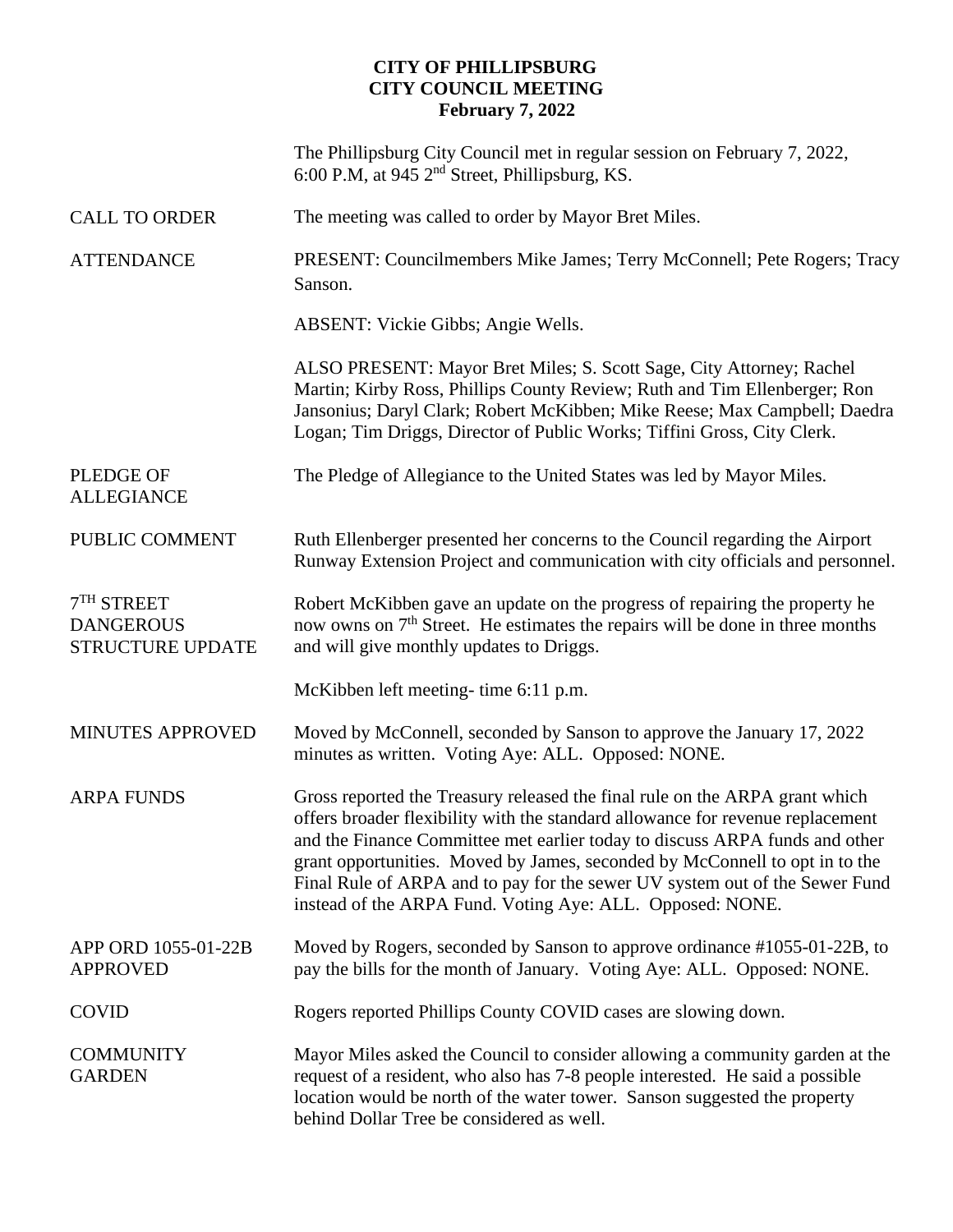**CITY OF PHILLIPSBURG**
**CITY COUNCIL MEETING**
**February 7, 2022**

The Phillipsburg City Council met in regular session on February 7, 2022, 6:00 P.M, at 945 2nd Street, Phillipsburg, KS.

CALL TO ORDER — The meeting was called to order by Mayor Bret Miles.

ATTENDANCE — PRESENT: Councilmembers Mike James; Terry McConnell; Pete Rogers; Tracy Sanson.

ABSENT: Vickie Gibbs; Angie Wells.

ALSO PRESENT: Mayor Bret Miles; S. Scott Sage, City Attorney; Rachel Martin; Kirby Ross, Phillips County Review; Ruth and Tim Ellenberger; Ron Jansonius; Daryl Clark; Robert McKibben; Mike Reese; Max Campbell; Daedra Logan; Tim Driggs, Director of Public Works; Tiffini Gross, City Clerk.

PLEDGE OF ALLEGIANCE — The Pledge of Allegiance to the United States was led by Mayor Miles.

PUBLIC COMMENT — Ruth Ellenberger presented her concerns to the Council regarding the Airport Runway Extension Project and communication with city officials and personnel.

7TH STREET DANGEROUS STRUCTURE UPDATE — Robert McKibben gave an update on the progress of repairing the property he now owns on 7th Street. He estimates the repairs will be done in three months and will give monthly updates to Driggs.

McKibben left meeting- time 6:11 p.m.

MINUTES APPROVED — Moved by McConnell, seconded by Sanson to approve the January 17, 2022 minutes as written. Voting Aye: ALL. Opposed: NONE.

ARPA FUNDS — Gross reported the Treasury released the final rule on the ARPA grant which offers broader flexibility with the standard allowance for revenue replacement and the Finance Committee met earlier today to discuss ARPA funds and other grant opportunities. Moved by James, seconded by McConnell to opt in to the Final Rule of ARPA and to pay for the sewer UV system out of the Sewer Fund instead of the ARPA Fund. Voting Aye: ALL. Opposed: NONE.

APP ORD 1055-01-22B APPROVED — Moved by Rogers, seconded by Sanson to approve ordinance #1055-01-22B, to pay the bills for the month of January. Voting Aye: ALL. Opposed: NONE.

COVID — Rogers reported Phillips County COVID cases are slowing down.

COMMUNITY GARDEN — Mayor Miles asked the Council to consider allowing a community garden at the request of a resident, who also has 7-8 people interested. He said a possible location would be north of the water tower. Sanson suggested the property behind Dollar Tree be considered as well.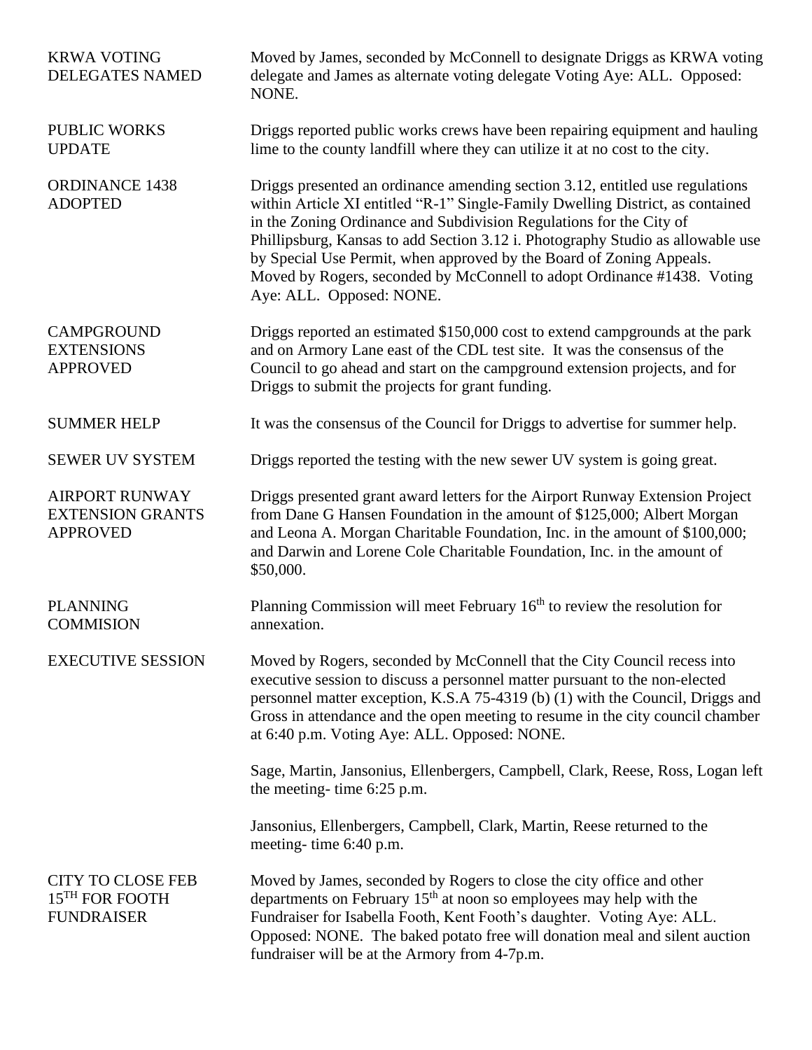**KRWA VOTING DELEGATES NAMED**

Moved by James, seconded by McConnell to designate Driggs as KRWA voting delegate and James as alternate voting delegate Voting Aye: ALL. Opposed: NONE.

**PUBLIC WORKS UPDATE**

Driggs reported public works crews have been repairing equipment and hauling lime to the county landfill where they can utilize it at no cost to the city.

**ORDINANCE 1438 ADOPTED**

Driggs presented an ordinance amending section 3.12, entitled use regulations within Article XI entitled "R-1" Single-Family Dwelling District, as contained in the Zoning Ordinance and Subdivision Regulations for the City of Phillipsburg, Kansas to add Section 3.12 i. Photography Studio as allowable use by Special Use Permit, when approved by the Board of Zoning Appeals. Moved by Rogers, seconded by McConnell to adopt Ordinance #1438. Voting Aye: ALL. Opposed: NONE.

**CAMPGROUND EXTENSIONS APPROVED**

Driggs reported an estimated $150,000 cost to extend campgrounds at the park and on Armory Lane east of the CDL test site. It was the consensus of the Council to go ahead and start on the campground extension projects, and for Driggs to submit the projects for grant funding.

**SUMMER HELP**

It was the consensus of the Council for Driggs to advertise for summer help.

**SEWER UV SYSTEM**

Driggs reported the testing with the new sewer UV system is going great.

**AIRPORT RUNWAY EXTENSION GRANTS APPROVED**

Driggs presented grant award letters for the Airport Runway Extension Project from Dane G Hansen Foundation in the amount of $125,000; Albert Morgan and Leona A. Morgan Charitable Foundation, Inc. in the amount of $100,000; and Darwin and Lorene Cole Charitable Foundation, Inc. in the amount of $50,000.

**PLANNING COMMISION**

Planning Commission will meet February 16th to review the resolution for annexation.

**EXECUTIVE SESSION**

Moved by Rogers, seconded by McConnell that the City Council recess into executive session to discuss a personnel matter pursuant to the non-elected personnel matter exception, K.S.A 75-4319 (b) (1) with the Council, Driggs and Gross in attendance and the open meeting to resume in the city council chamber at 6:40 p.m. Voting Aye: ALL. Opposed: NONE.

Sage, Martin, Jansonius, Ellenbergers, Campbell, Clark, Reese, Ross, Logan left the meeting- time 6:25 p.m.

Jansonius, Ellenbergers, Campbell, Clark, Martin, Reese returned to the meeting- time 6:40 p.m.

**CITY TO CLOSE FEB 15TH FOR FOOTH FUNDRAISER**

Moved by James, seconded by Rogers to close the city office and other departments on February 15th at noon so employees may help with the Fundraiser for Isabella Footh, Kent Footh's daughter. Voting Aye: ALL. Opposed: NONE. The baked potato free will donation meal and silent auction fundraiser will be at the Armory from 4-7p.m.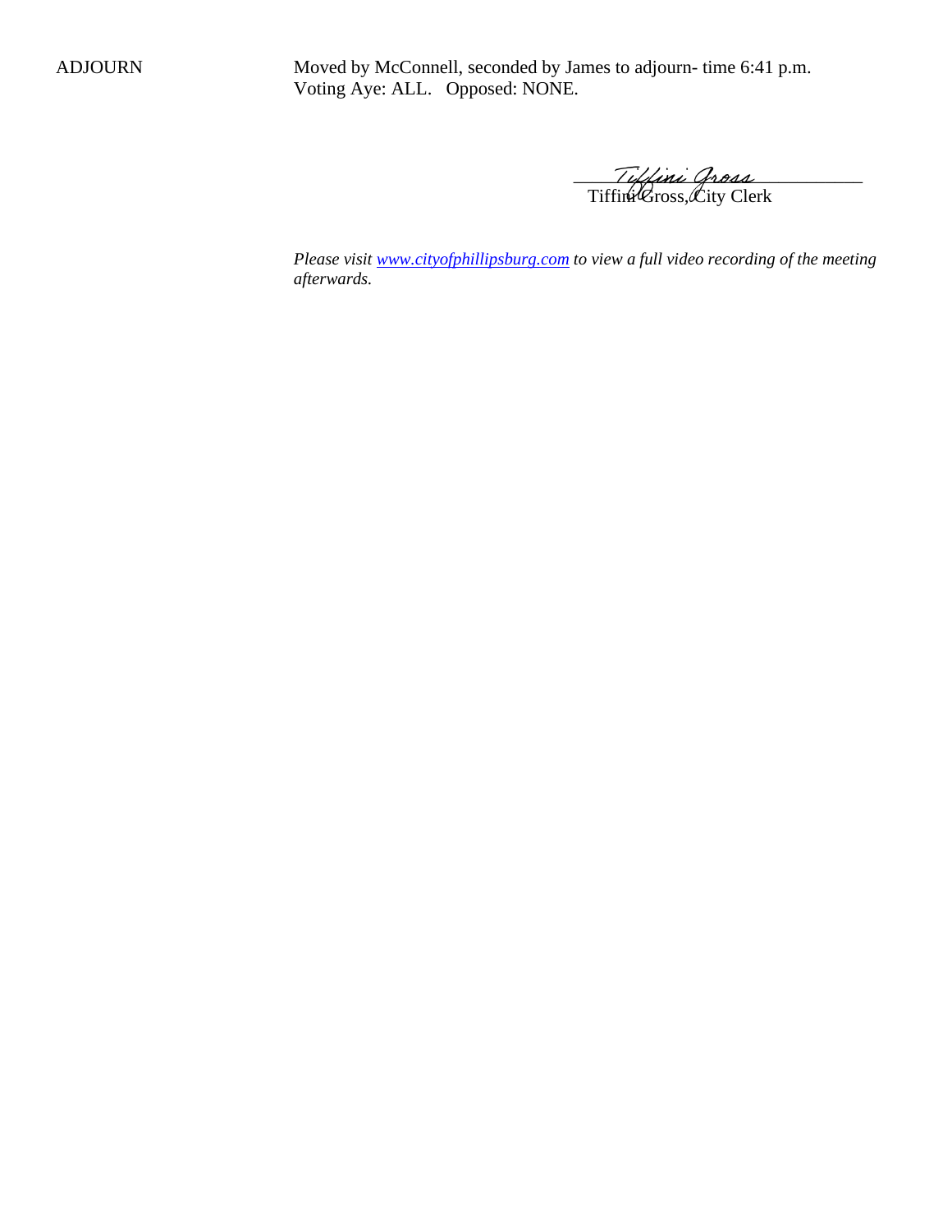ADJOURN

Moved by McConnell, seconded by James to adjourn- time 6:41 p.m.
Voting Aye: ALL. Opposed: NONE.

Tiffini Gross

Tiffini Gross, City Clerk

*Please visit [www.cityofphillipsburg.com](http://www.cityofphillipsburg.com) to view a full video recording of the meeting afterwards.*